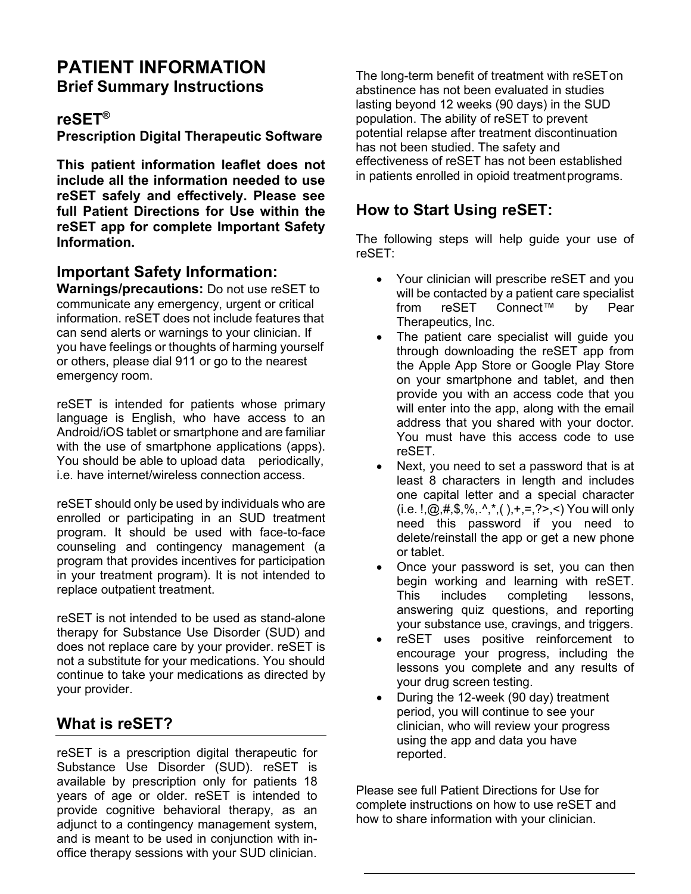# PATIENT INFORMATION

## Brief Summary Instructions

## reSET®

**Prescription Digital Therapeutic Software**

**This patient information leaflet does not include all the information needed to use reSET safely and effectively. Please see full Patient Directions for Use within the reSET app for complete Important Safety Information.**

## Important Safety Information:

**Warnings/precautions:** Do not use reSET to communicate any emergency, urgent or critical information. reSET does not include features that can send alerts or warnings to your clinician. If you have feelings or thoughts of harming yourself or others, please dial 911 or go to the nearest emergency room.

reSET is intended for patients whose primary language is English, who have access to an Android/iOS tablet or smartphone and are familiar with the use of smartphone applications (apps). You should be able to upload data periodically, i.e. have internet/wireless connection access.

reSET should only be used by individuals who are enrolled or participating in an SUD treatment program. It should be used with face-to-face counseling and contingency management (a program that provides incentives for participation in your treatment program). It is not intended to replace outpatient treatment.

reSET is not intended to be used as stand-alone therapy for Substance Use Disorder (SUD) and does not replace care by your provider. reSET is not a substitute for your medications. You should continue to take your medications as directed by your provider.

## What is reSET?

reSET is a prescription digital therapeutic for Substance Use Disorder (SUD). reSET is available by prescription only for patients 18 years of age or older. reSET is intended to provide cognitive behavioral therapy, as an adjunct to a contingency management system, and is meant to be used in conjunction with in-office therapy sessions with your SUD clinician.

The long-term benefit of treatment with reSET on abstinence has not been evaluated in studies lasting beyond 12 weeks (90 days) in the SUD population. The ability of reSET to prevent potential relapse after treatment discontinuation has not been studied. The safety and effectiveness of reSET has not been established in patients enrolled in opioid treatment programs.

## How to Start Using reSET:

The following steps will help guide your use of reSET:

- Your clinician will prescribe reSET and you will be contacted by a patient care specialist from reSET Connect™ by Pear Therapeutics, Inc.
- The patient care specialist will guide you through downloading the reSET app from the Apple App Store or Google Play Store on your smartphone and tablet, and then provide you with an access code that you will enter into the app, along with the email address that you shared with your doctor. You must have this access code to use reSET.
- Next, you need to set a password that is at least 8 characters in length and includes one capital letter and a special character (i.e. !,@,#,$,%,.^,*,( ),+,=,?>,<) You will only need this password if you need to delete/reinstall the app or get a new phone or tablet.
- Once your password is set, you can then begin working and learning with reSET. This includes completing lessons, answering quiz questions, and reporting your substance use, cravings, and triggers.
- reSET uses positive reinforcement to encourage your progress, including the lessons you complete and any results of your drug screen testing.
- During the 12-week (90 day) treatment period, you will continue to see your clinician, who will review your progress using the app and data you have reported.

Please see full Patient Directions for Use for complete instructions on how to use reSET and how to share information with your clinician.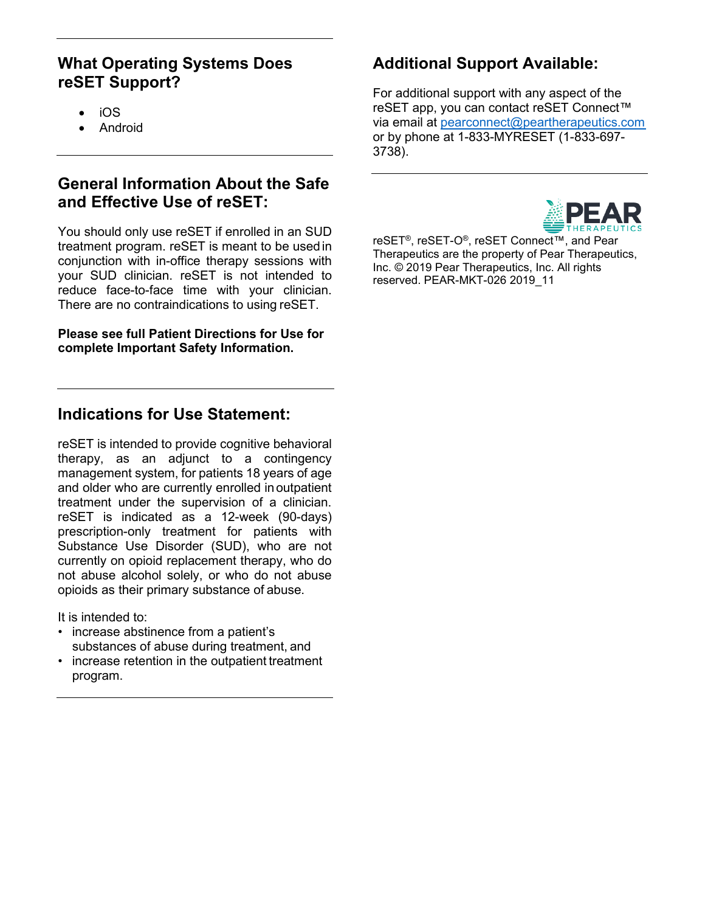## What Operating Systems Does reSET Support?

- iOS
- Android

## General Information About the Safe and Effective Use of reSET:

You should only use reSET if enrolled in an SUD treatment program. reSET is meant to be used in conjunction with in-office therapy sessions with your SUD clinician. reSET is not intended to reduce face-to-face time with your clinician. There are no contraindications to using reSET.

**Please see full Patient Directions for Use for complete Important Safety Information.**

## Indications for Use Statement:

reSET is intended to provide cognitive behavioral therapy, as an adjunct to a contingency management system, for patients 18 years of age and older who are currently enrolled in outpatient treatment under the supervision of a clinician. reSET is indicated as a 12-week (90-days) prescription-only treatment for patients with Substance Use Disorder (SUD), who are not currently on opioid replacement therapy, who do not abuse alcohol solely, or who do not abuse opioids as their primary substance of abuse.

It is intended to:

- increase abstinence from a patient's substances of abuse during treatment, and
- increase retention in the outpatient treatment program.

## Additional Support Available:

For additional support with any aspect of the reSET app, you can contact reSET Connect™ via email at pearconnect@peartherapeutics.com or by phone at 1-833-MYRESET (1-833-697-3738).

PEAR THERAPEUTICS

reSET®, reSET-O®, reSET Connect™, and Pear Therapeutics are the property of Pear Therapeutics, Inc. © 2019 Pear Therapeutics, Inc. All rights reserved. PEAR-MKT-026 2019_11